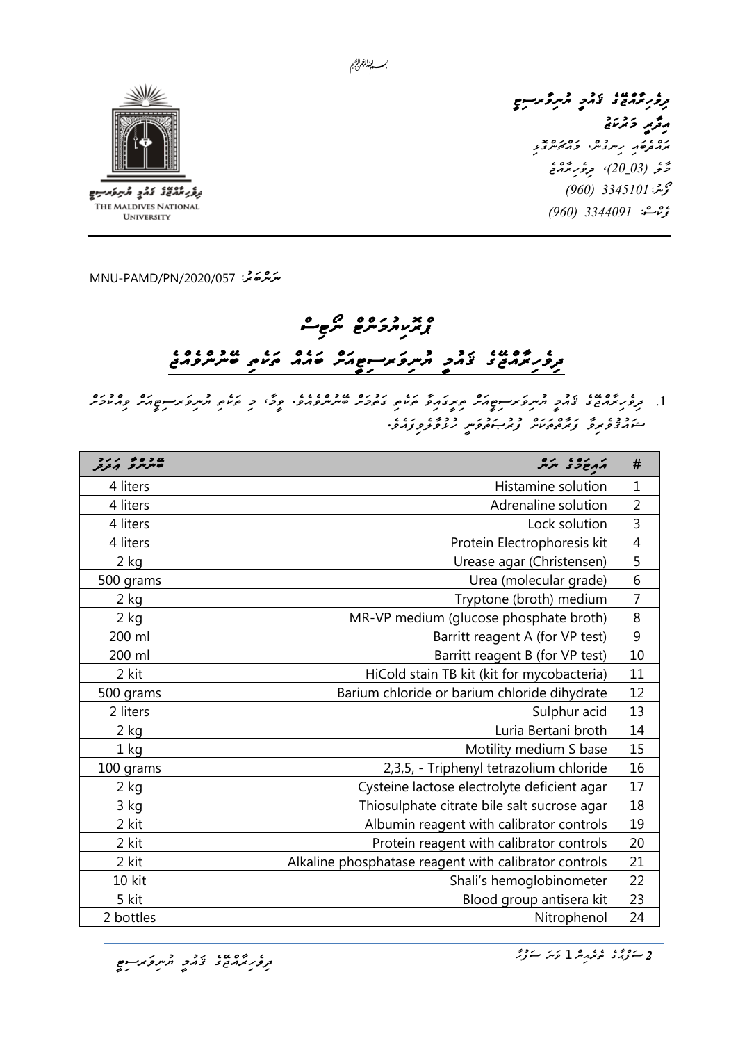بسم الله الرحمن الرحيم

ދިވެހިރާއްޖޭގެ ފައްކި ޔުނިވަރސިޓީ
އިދާރީ މަރުކަޒު
ރަށްދެބައި ހިނގުން، މައްޗަންގޮޅި
މާލެ (20_03)، ދިވެހިރާއްޖެ
ފޯނު: 3345101 (960)
ފެކްސް: 3344091 (960)

THE MALDIVES NATIONAL UNIVERSITY

ނަންބަރު: MNU-PAMD/PN/2020/057

# ޕްރިކުއަލިފައިކުރުން ނޯޓިސް
## ދިވެހިރާއްޖޭގެ ފައްކި ޔުނިވަރސިޓީއަށް ބައެއް ތަކެތި ބޭނުންވެއްޖެ

1. ދިވެހިރާއްޖޭގެ ފައްކި ޔުނިވަރސިޓީއަށް ތިރީގައިވާ ތަކެތި ގަތުމަށް ބޭނުންވެއްޖެ. މިގޮތުން، މި ތަކެތި ޔުނިވަރސިޓީއަށް ފޯރުކޮށްދެވޭނެ ފަރާތްތަކުން ޕްރީކުއަލިފައިކުރުމަށް ހުށަހެޅުމަށް އެދެމެވެ.

| # | އައިޓަމްގެ ނަން | ބޭނުންވާ އަދަދު |
|---|---|---|
| 1 | Histamine solution | 4 liters |
| 2 | Adrenaline solution | 4 liters |
| 3 | Lock solution | 4 liters |
| 4 | Protein Electrophoresis kit | 4 liters |
| 5 | Urease agar (Christensen) | 2 kg |
| 6 | Urea (molecular grade) | 500 grams |
| 7 | Tryptone (broth) medium | 2 kg |
| 8 | MR-VP medium (glucose phosphate broth) | 2 kg |
| 9 | Barritt reagent A (for VP test) | 200 ml |
| 10 | Barritt reagent B (for VP test) | 200 ml |
| 11 | HiCold stain TB kit (kit for mycobacteria) | 2 kit |
| 12 | Barium chloride or barium chloride dihydrate | 500 grams |
| 13 | Sulphur acid | 2 liters |
| 14 | Luria Bertani broth | 2 kg |
| 15 | Motility medium S base | 1 kg |
| 16 | 2,3,5, - Triphenyl tetrazolium chloride | 100 grams |
| 17 | Cysteine lactose electrolyte deficient agar | 2 kg |
| 18 | Thiosulphate citrate bile salt sucrose agar | 3 kg |
| 19 | Albumin reagent with calibrator controls | 2 kit |
| 20 | Protein reagent with calibrator controls | 2 kit |
| 21 | Alkaline phosphatase reagent with calibrator controls | 2 kit |
| 22 | Shali's hemoglobinometer | 10 kit |
| 23 | Blood group antisera kit | 5 kit |
| 24 | Nitrophenol | 2 bottles |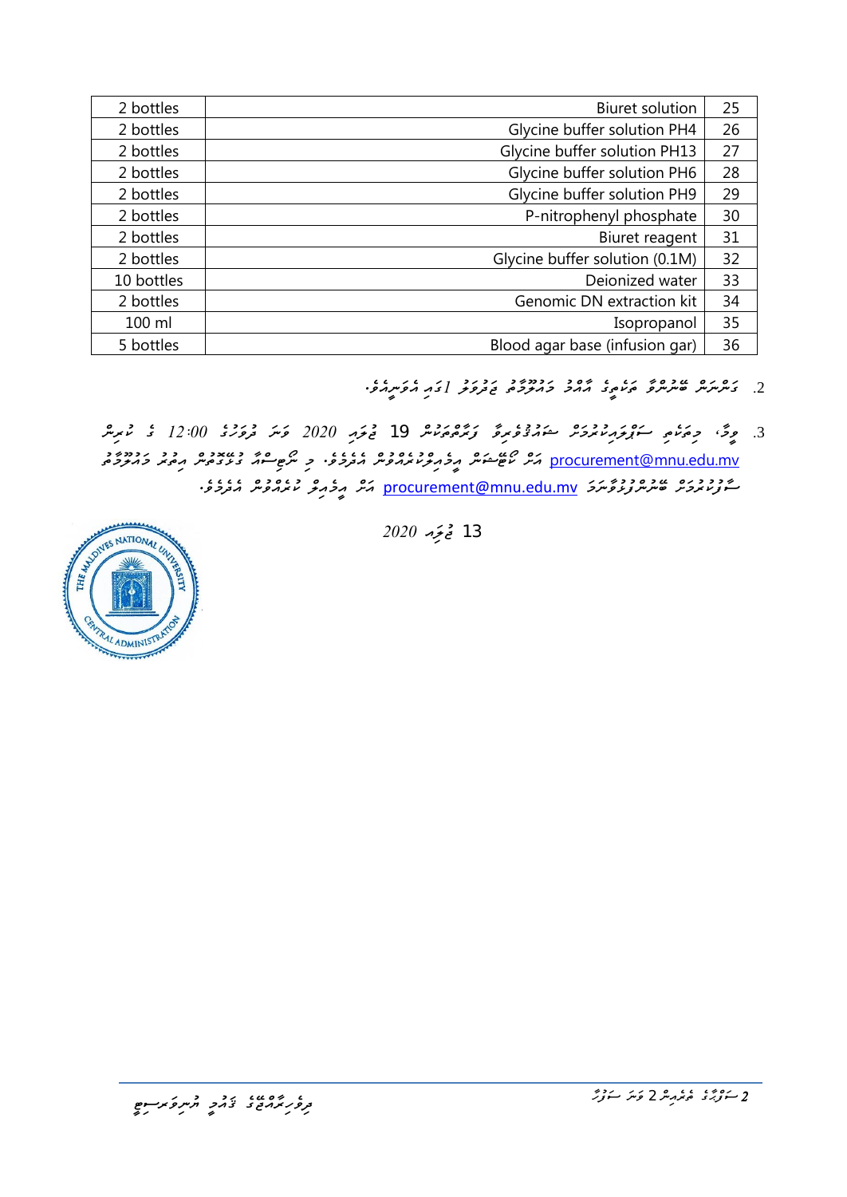| 2 bottles | Biuret solution | 25 |
|---|---|---|
| 2 bottles | Glycine buffer solution PH4 | 26 |
| 2 bottles | Glycine buffer solution PH13 | 27 |
| 2 bottles | Glycine buffer solution PH6 | 28 |
| 2 bottles | Glycine buffer solution PH9 | 29 |
| 2 bottles | P-nitrophenyl phosphate | 30 |
| 2 bottles | Biuret reagent | 31 |
| 2 bottles | Glycine buffer solution (0.1M) | 32 |
| 10 bottles | Deionized water | 33 |
| 2 bottles | Genomic DN extraction kit | 34 |
| 100 ml | Isopropanol | 35 |
| 5 bottles | Blood agar base (infusion gar) | 36 |

2. ގަންނަން ބޭނުންވާ ތަކެތީގެ އެހެން މައުލޫމާތު ޖަދުވަލު 1ގައި ދެވިފައެވެ.

3. ވީމާ، މިތަކެތި ސަޕްލައިކޮށްދެވޭނެ ފަރާތްތަކުން 19 ޖުލައި 2020 ވަނަ ދުވަހުގެ 12:00 ގެ ކުރިން procurement@mnu.edu.mv އަށް ކޯޓޭޝަން އީމެއިލްކުރުމަށް އެދެމެވެ. މި ނޯޓިސްއާ ގުޅޭގޮތުން އިތުރު މައުލޫމާތު ސާފުކުރުމަށް ބޭނުންފުޅުވާނަމަ procurement@mnu.edu.mv އަށް އީމެއިލް ކުރައްވަން އެދެމެވެ.

13 ޖުލައި 2020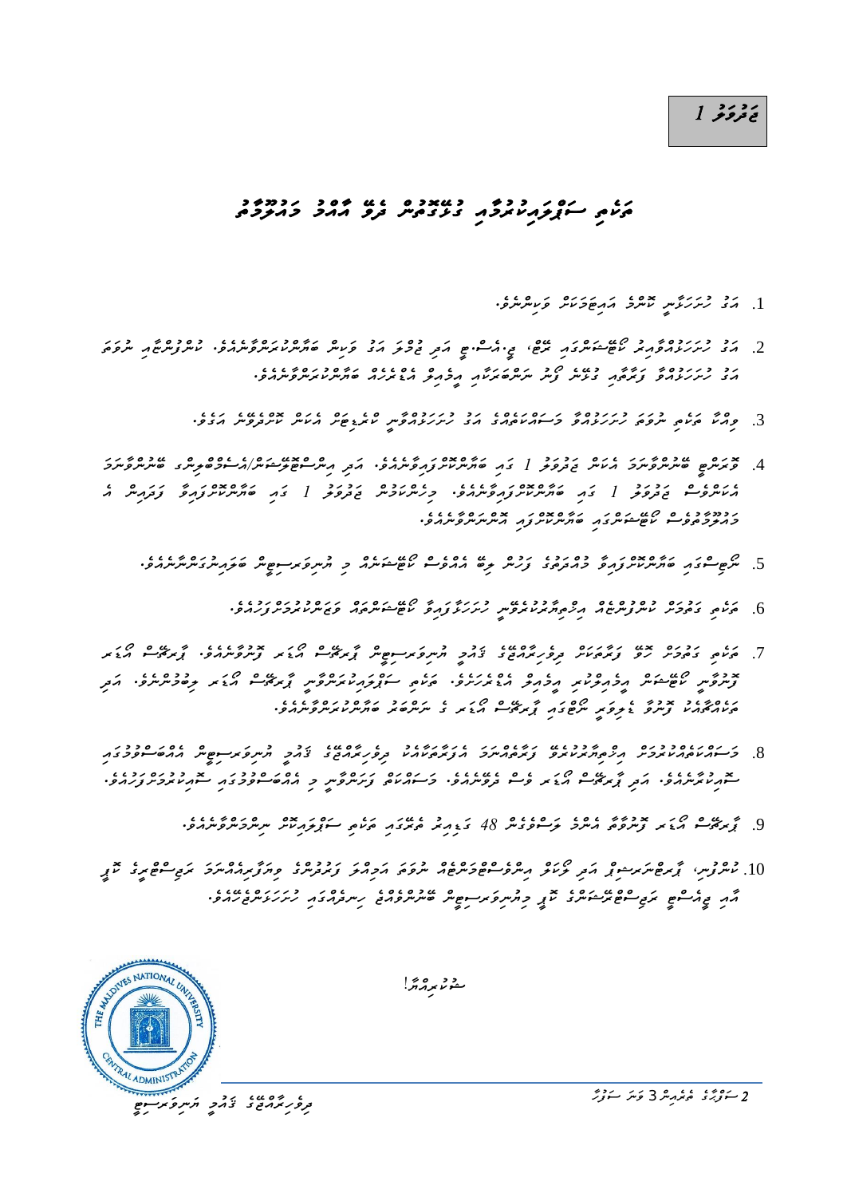**ޖަދުވަލު 1**

# ތަކެތި ސަޕްލައިކުރުމާއި ގުޅޭގޮތުން ދެވޭ އާއްމު މައުލޫމާތު

1. އަގު ހުށަހަޅާނީ ރާއްޖޭގެ އައިބަދަލު ފައިސާއިންނެވެ.

2. އަގު ހުށަހެޅުމާއި ކޯޓޭޝަނުގައި ރޭޓް، ޖީ.އެސް.ޓީ އަދި ޖުމުލަ އަގު ވަކިން ބަޔާންކުރަންވާނެއެވެ. ކުންފުނީގެ ނުވަތަ އަގު ހުށަހަޅާ ފަރާތުގެ ފޯން ނަންބަރާއި އީމެއިލް އެޑްރެސް ބަޔާންކުރަންވާނެއެވެ.

3. ވިއްކާ ތަކެތި ނުވަތަ ހިދުމަތަށް އަގު ހުށަހަޅާ ފަރާތުން ކުރިން އެކަން ކަށަވަރުކޮށް ދެއެވެ.

4. ޑޮކިއުމެންޓްސް ބޮންޑުތައް ޖަދުވަލު 1 ގައި ބަޔާންކުރެވިފައިވާނެއެވެ. އަދި އިންސްޓްރަކްޝަން/އެސްޕެސިފިކޭޝަން ބޮންޑުތައް ޖަދުވަލު 1 ގައި ބަޔާންކުރެވިފައިވާނެއެވެ. މިންގަނޑުން ޖަދުވަލު 1 ގައި ބަޔާންކުރެވިފައިވާ ފަރާތުން އެ މައުލޫމާތުތަކާއި ކޯޓޭޝަނުގައި ބަޔާންކޮށްފައި އޮންނަންވާނެއެވެ.

5. ނަޖިސްގައި ބަޔާންކޮށްފައިވާ މުއްދަތުގެ ފަހުން ލިބޭ އެއްވެސް ކޯޓޭޝަނެއް މި އޮފީހަކުން ބަލައިނުގަނެވޭނެއެވެ.

6. ތަކެތި ގެނައުން ކުންފުނީގެ އިތުބާރުކުރާ ހުށަހަޅާ ފަރާތެއްގެ ކޯޓޭޝަނުގެ ވަގުތުން ކުރަންވާނެއެވެ.

7. ތަކެތި ގެނައުން ގޮސް ފަރާތަކުން ދިވެހިރާއްޖޭގެ ޤައުމީ ޔުނިވަރސިޓީން ޕާރޗޭސް އޯޑަރ ފޮނުވާނެއެވެ. ޕާރޗޭސް އޯޑަރ ލިބުމުން ކޯޓޭޝަނުގައި ބަޔާންކުރެވިފައިވާ ގޮތުގެ މަތިން ތަކެތި ސަޕްލައިކުރަންވާނެއެވެ. އަދި ތަކެތި ޑެލިވަރީކުރާއިރު ޕާރޗޭސް އޯޑަރ ނަންބަރު ބަޔާންކުރަންވާނެއެވެ.

8. މަސައްކަތްކުރުމުގެ ކުރިން ދިވެހިރާއްޖޭގެ ޤައުމީ ޔުނިވަރސިޓީން ޕާރޗޭސް އޯޑަރ ފޮނުވާނެއެވެ. އަދި ޕާރޗޭސް އޯޑަރ ލިބުމުން ފަށަންވާނެއެވެ.

9. ޕާރޗޭސް އޯޑަރ ފޮނުވާ ތާރީޚުން ފެށިގެން 48 ގަޑިއިރު ތެރޭގައި ތަކެތި ސަޕްލައިކޮށް ނިންމަންވާނެއެވެ.

10. ކުންފުނި، ޕާރޓްނަރޝިޕް އަދި ރަޖިސްޓްރީކުރެވިފައިވާ ވިޔަފާރިއެއްނަމަ ރަޖިސްޓްރީ ސެޓްފިކެޓް އަދި ޖީ.އެސް.ޓީ ރަޖިސްޓްރީ ސެޓްފިކެޓް ކޯޓޭޝަނާއެކު ހުށަހަޅަންވާނެއެވެ.

ޝުކުރިއްޔާ!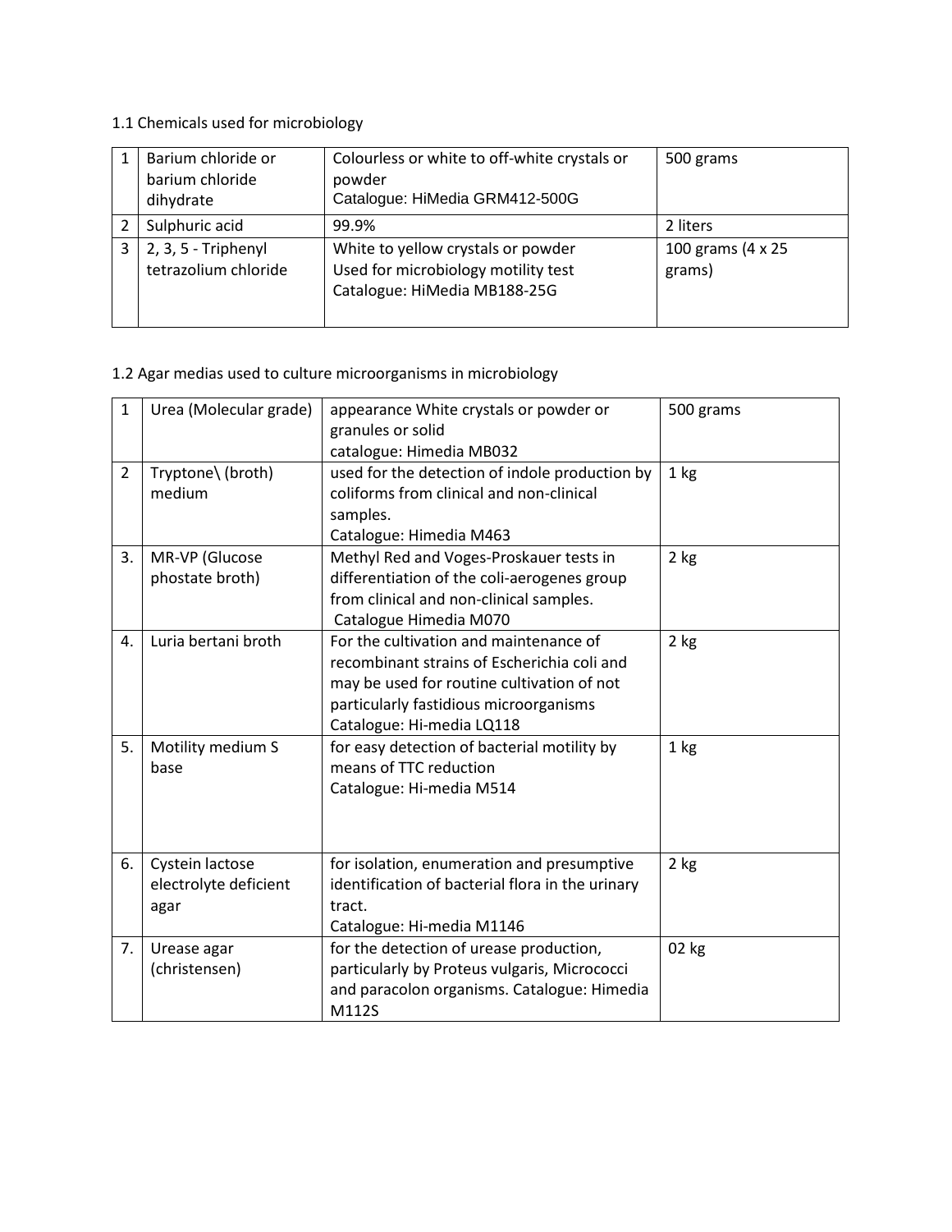1.1 Chemicals used for microbiology

| 1 | Barium chloride or barium chloride dihydrate | Colourless or white to off-white crystals or powder<br>Catalogue: HiMedia GRM412-500G | 500 grams |
|---|---|---|---|
| 2 | Sulphuric acid | 99.9% | 2 liters |
| 3 | 2, 3, 5 - Triphenyl tetrazolium chloride | White to yellow crystals or powder<br>Used for microbiology motility test<br>Catalogue: HiMedia MB188-25G | 100 grams (4 x 25 grams) |

1.2 Agar medias used to culture microorganisms in microbiology

| 1 | Urea (Molecular grade) | appearance White crystals or powder or granules or solid<br>catalogue: Himedia MB032 | 500 grams |
|---|---|---|---|
| 2 | Tryptone\ (broth) medium | used for the detection of indole production by coliforms from clinical and non-clinical samples.<br>Catalogue: Himedia M463 | 1 kg |
| 3. | MR-VP (Glucose phostate broth) | Methyl Red and Voges-Proskauer tests in differentiation of the coli-aerogenes group from clinical and non-clinical samples.<br>Catalogue Himedia M070 | 2 kg |
| 4. | Luria bertani broth | For the cultivation and maintenance of recombinant strains of Escherichia coli and may be used for routine cultivation of not particularly fastidious microorganisms<br>Catalogue: Hi-media LQ118 | 2 kg |
| 5. | Motility medium S base | for easy detection of bacterial motility by means of TTC reduction<br>Catalogue: Hi-media M514 | 1 kg |
| 6. | Cystein lactose electrolyte deficient agar | for isolation, enumeration and presumptive identification of bacterial flora in the urinary tract.<br>Catalogue: Hi-media M1146 | 2 kg |
| 7. | Urease agar (christensen) | for the detection of urease production, particularly by Proteus vulgaris, Micrococci and paracolon organisms. Catalogue: Himedia M112S | 02 kg |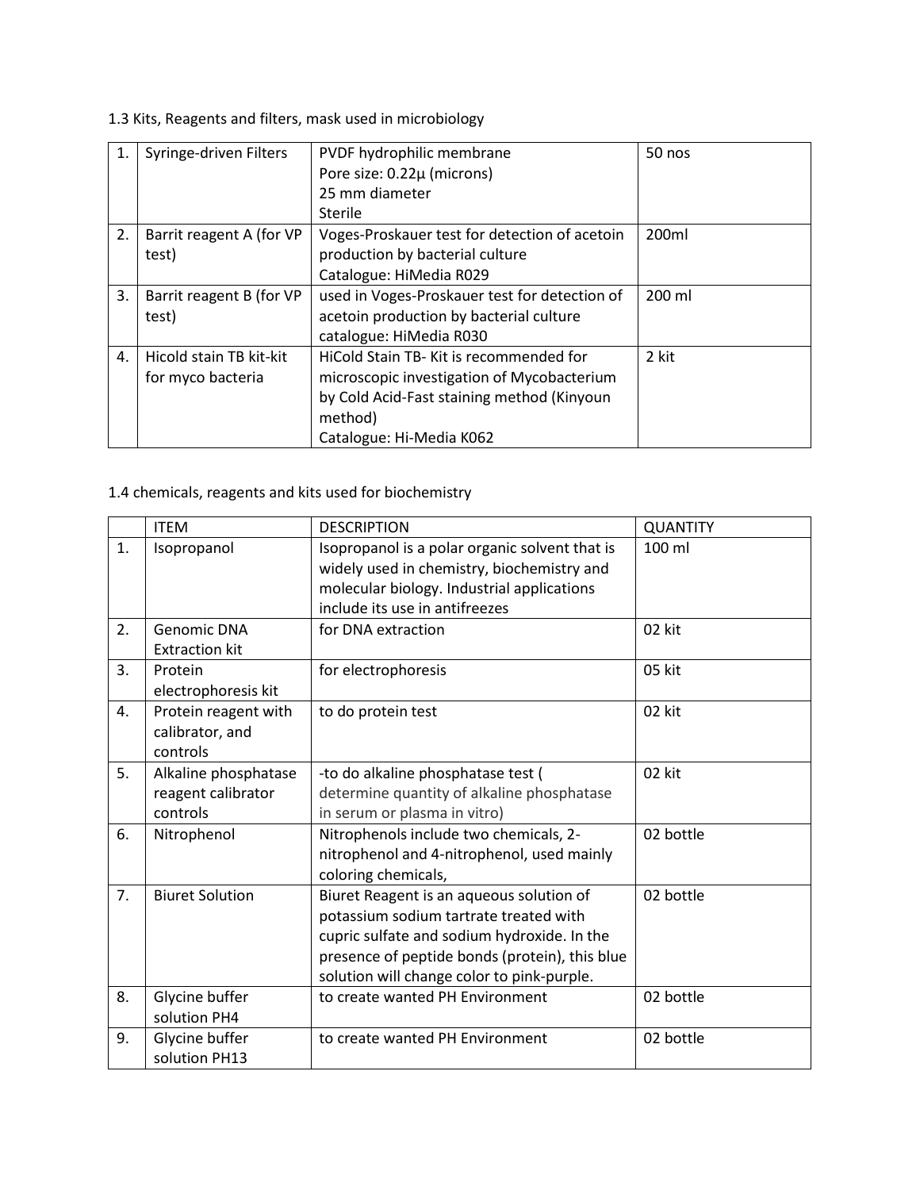1.3 Kits, Reagents and filters, mask used in microbiology

| 1. | Syringe-driven Filters | PVDF hydrophilic membrane<br>Pore size: 0.22µ (microns)<br>25 mm diameter<br>Sterile | 50 nos |
|---|---|---|---|
| 2. | Barrit reagent A (for VP test) | Voges-Proskauer test for detection of acetoin production by bacterial culture<br>Catalogue: HiMedia R029 | 200ml |
| 3. | Barrit reagent B (for VP test) | used in Voges-Proskauer test for detection of acetoin production by bacterial culture<br>catalogue: HiMedia R030 | 200 ml |
| 4. | Hicold stain TB kit-kit for myco bacteria | HiCold Stain TB- Kit is recommended for microscopic investigation of Mycobacterium by Cold Acid-Fast staining method (Kinyoun method)<br>Catalogue: Hi-Media K062 | 2 kit |

1.4 chemicals, reagents and kits used for biochemistry

| | ITEM | DESCRIPTION | QUANTITY |
|---|---|---|---|
| 1. | Isopropanol | Isopropanol is a polar organic solvent that is widely used in chemistry, biochemistry and molecular biology. Industrial applications include its use in antifreezes | 100 ml |
| 2. | Genomic DNA Extraction kit | for DNA extraction | 02 kit |
| 3. | Protein electrophoresis kit | for electrophoresis | 05 kit |
| 4. | Protein reagent with calibrator, and controls | to do protein test | 02 kit |
| 5. | Alkaline phosphatase reagent calibrator controls | -to do alkaline phosphatase test ( determine quantity of alkaline phosphatase in serum or plasma in vitro) | 02 kit |
| 6. | Nitrophenol | Nitrophenols include two chemicals, 2-nitrophenol and 4-nitrophenol, used mainly coloring chemicals, | 02 bottle |
| 7. | Biuret Solution | Biuret Reagent is an aqueous solution of potassium sodium tartrate treated with cupric sulfate and sodium hydroxide. In the presence of peptide bonds (protein), this blue solution will change color to pink-purple. | 02 bottle |
| 8. | Glycine buffer solution PH4 | to create wanted PH Environment | 02 bottle |
| 9. | Glycine buffer solution PH13 | to create wanted PH Environment | 02 bottle |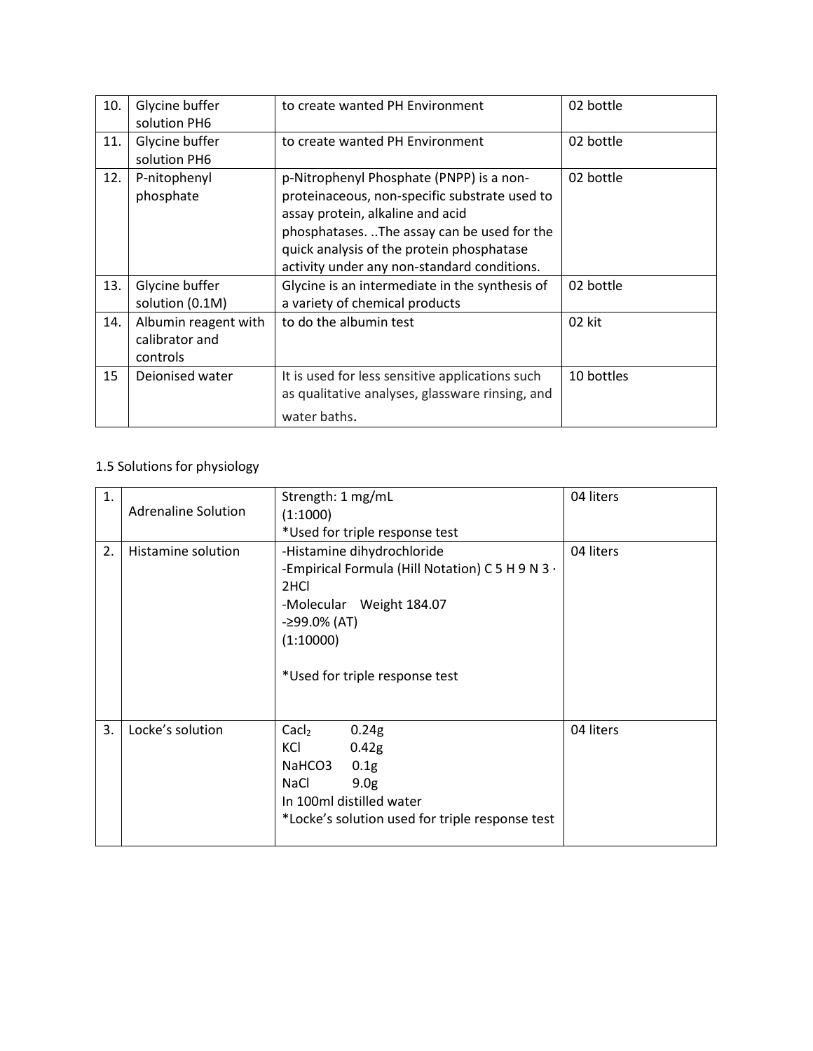| | | | |
|---|---|---|---|
| 10. | Glycine buffer solution PH6 | to create wanted PH Environment | 02 bottle |
| 11. | Glycine buffer solution PH6 | to create wanted PH Environment | 02 bottle |
| 12. | P-nitophenyl phosphate | p-Nitrophenyl Phosphate (PNPP) is a non-proteinaceous, non-specific substrate used to assay protein, alkaline and acid phosphatases. ..The assay can be used for the quick analysis of the protein phosphatase activity under any non-standard conditions. | 02 bottle |
| 13. | Glycine buffer solution (0.1M) | Glycine is an intermediate in the synthesis of a variety of chemical products | 02 bottle |
| 14. | Albumin reagent with calibrator and controls | to do the albumin test | 02 kit |
| 15 | Deionised water | It is used for less sensitive applications such as qualitative analyses, glassware rinsing, and water baths. | 10 bottles |

1.5 Solutions for physiology

| | | | |
|---|---|---|---|
| 1. | Adrenaline Solution | Strength: 1 mg/mL<br>(1:1000)<br>*Used for triple response test | 04 liters |
| 2. | Histamine solution | -Histamine dihydrochloride<br>-Empirical Formula (Hill Notation) $C_5H_9N_3 \cdot 2HCl$<br>-Molecular Weight 184.07<br>-≥99.0% (AT)<br>(1:10000)<br><br>*Used for triple response test | 04 liters |
| 3. | Locke's solution | $CaCl_2$ 0.24g<br>KCl 0.42g<br>$NaHCO_3$ 0.1g<br>NaCl 9.0g<br>In 100ml distilled water<br>*Locke's solution used for triple response test | 04 liters |